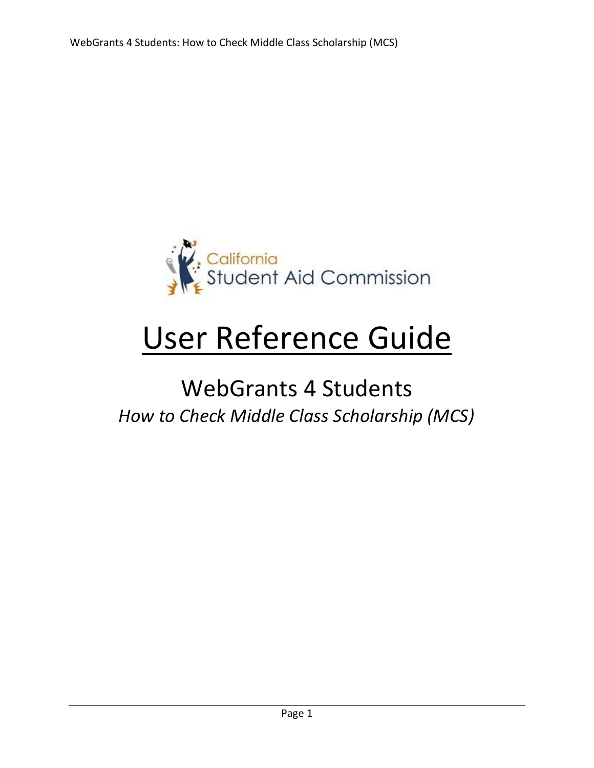California Student Aid Commission

# User Reference Guide

## WebGrants 4 Students

*How to Check Middle Class Scholarship (MCS)*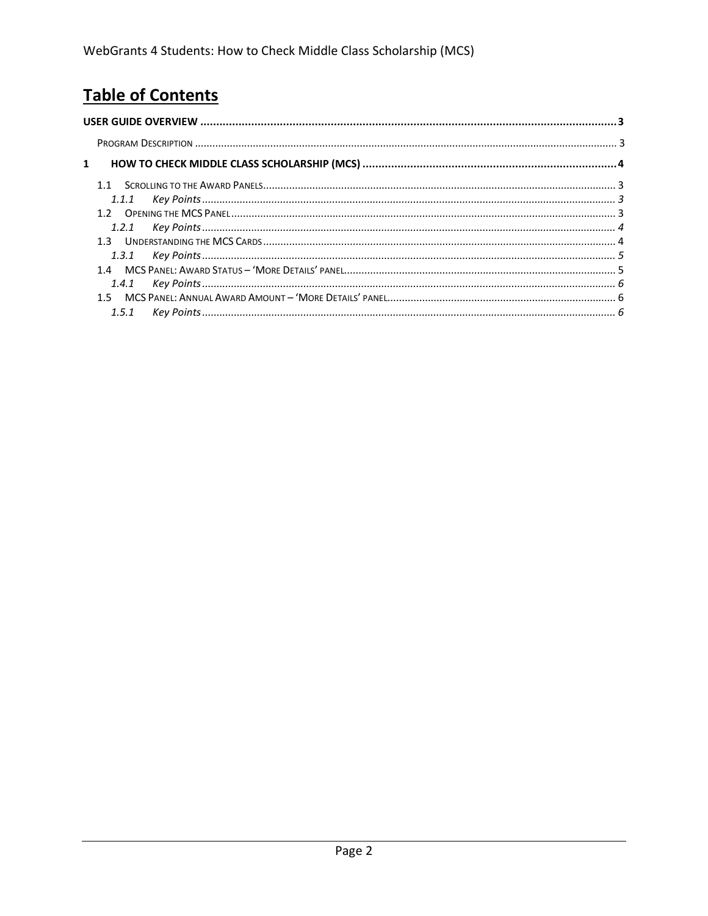# Table of Contents

**USER GUIDE OVERVIEW** .......... **3**

Program Description .......... 3

**1 HOW TO CHECK MIDDLE CLASS SCHOLARSHIP (MCS)** .......... **4**

1.1 Scrolling to the Award Panels .......... 3

*1.1.1 Key Points* .......... *3*

1.2 Opening the MCS Panel .......... 3

*1.2.1 Key Points* .......... *4*

1.3 Understanding the MCS Cards .......... 4

*1.3.1 Key Points* .......... *5*

1.4 MCS Panel: Award Status – 'More Details' panel .......... 5

*1.4.1 Key Points* .......... *6*

1.5 MCS Panel: Annual Award Amount – 'More Details' panel .......... 6

*1.5.1 Key Points* .......... *6*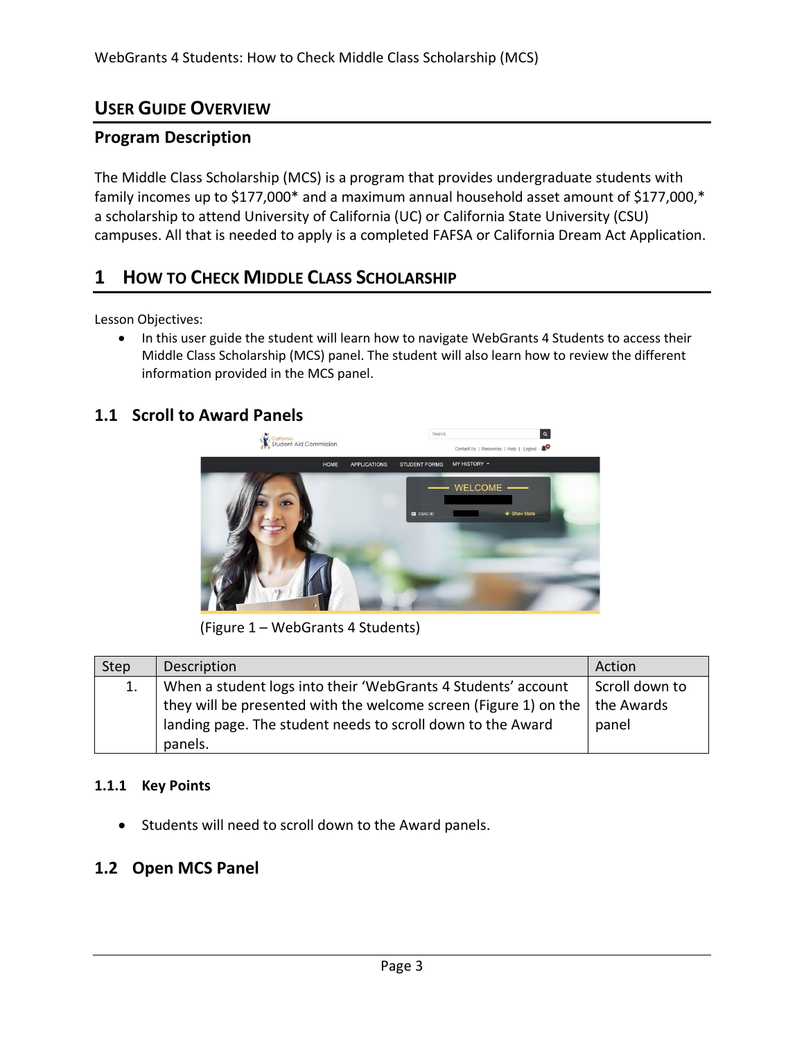## User Guide Overview

### Program Description

The Middle Class Scholarship (MCS) is a program that provides undergraduate students with family incomes up to $177,000* and a maximum annual household asset amount of $177,000,* a scholarship to attend University of California (UC) or California State University (CSU) campuses. All that is needed to apply is a completed FAFSA or California Dream Act Application.

## 1 How to Check Middle Class Scholarship

Lesson Objectives:

- In this user guide the student will learn how to navigate WebGrants 4 Students to access their Middle Class Scholarship (MCS) panel. The student will also learn how to review the different information provided in the MCS panel.

### 1.1 Scroll to Award Panels

(Figure 1 – WebGrants 4 Students)

| Step | Description | Action |
| --- | --- | --- |
| 1. | When a student logs into their 'WebGrants 4 Students' account they will be presented with the welcome screen (Figure 1) on the landing page. The student needs to scroll down to the Award panels. | Scroll down to the Awards panel |

#### 1.1.1 Key Points

- Students will need to scroll down to the Award panels.

### 1.2 Open MCS Panel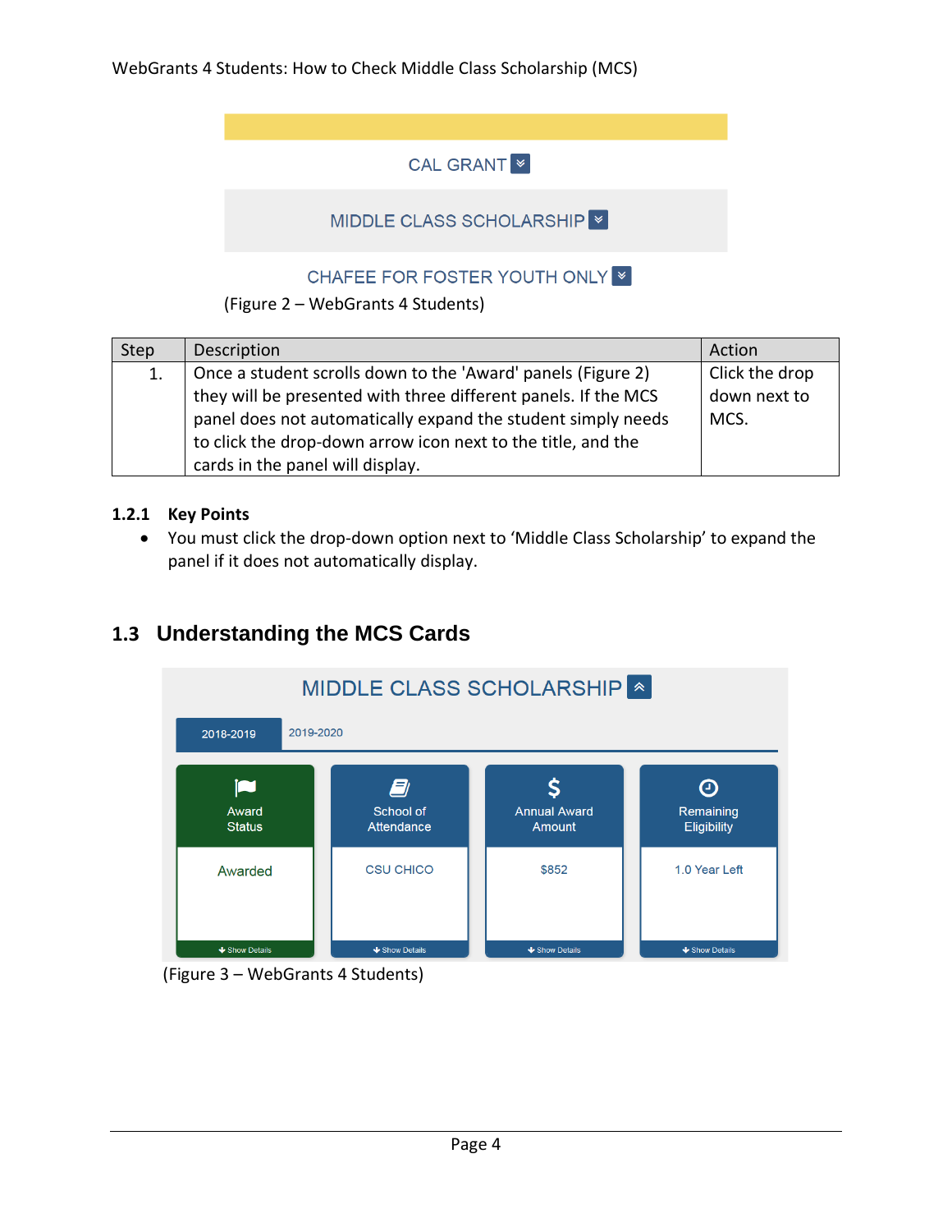CAL GRANT

MIDDLE CLASS SCHOLARSHIP

CHAFEE FOR FOSTER YOUTH ONLY

(Figure 2 – WebGrants 4 Students)

| Step | Description | Action |
|---|---|---|
| 1. | Once a student scrolls down to the 'Award' panels (Figure 2) they will be presented with three different panels. If the MCS panel does not automatically expand the student simply needs to click the drop-down arrow icon next to the title, and the cards in the panel will display. | Click the drop down next to MCS. |

### 1.2.1 Key Points

- You must click the drop-down option next to 'Middle Class Scholarship' to expand the panel if it does not automatically display.

## 1.3 Understanding the MCS Cards

MIDDLE CLASS SCHOLARSHIP

2018-2019 | 2019-2020

| Award Status | School of Attendance | Annual Award Amount | Remaining Eligibility |
|---|---|---|---|
| Awarded | CSU CHICO | $852 | 1.0 Year Left |
| Show Details | Show Details | Show Details | Show Details |

(Figure 3 – WebGrants 4 Students)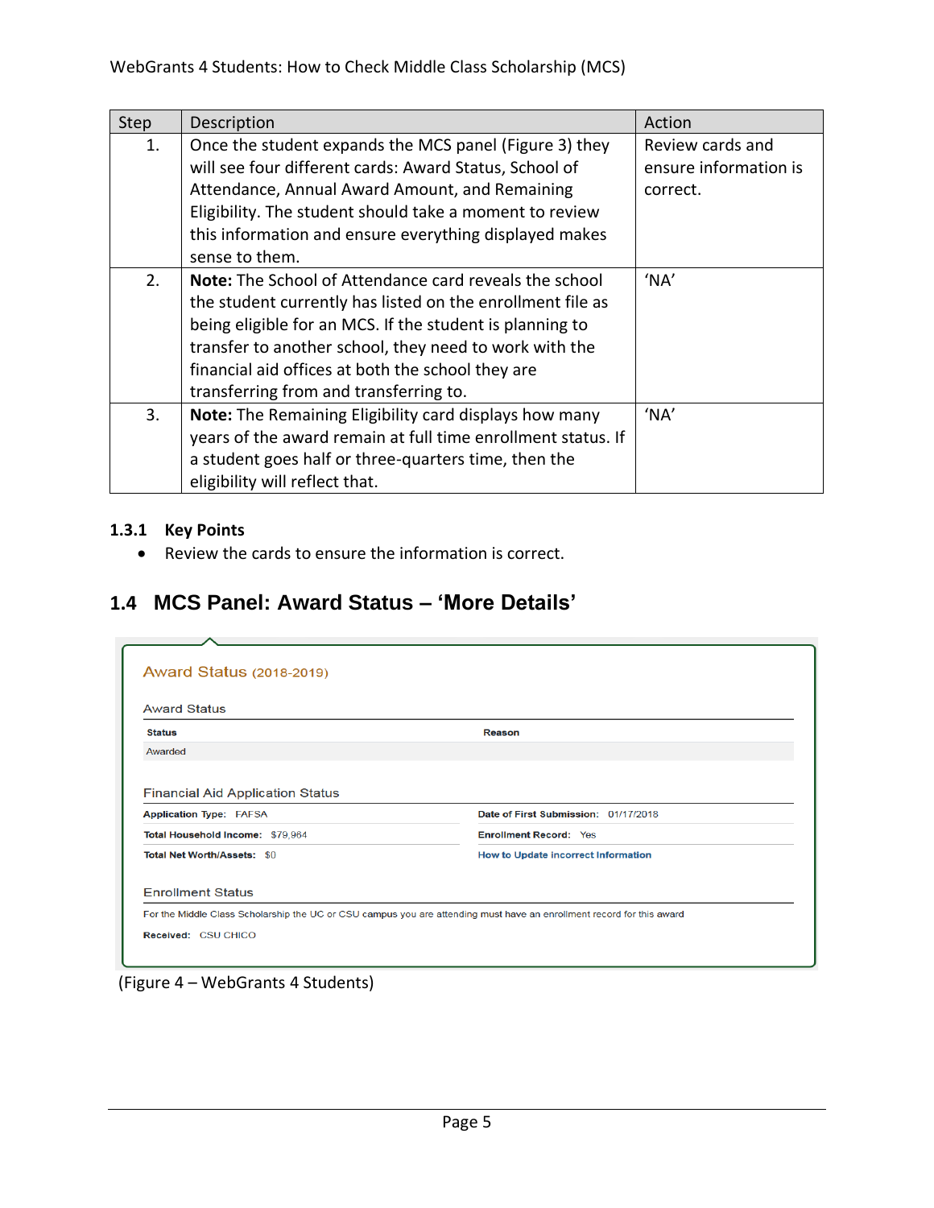| Step | Description | Action |
|---|---|---|
| 1. | Once the student expands the MCS panel (Figure 3) they will see four different cards: Award Status, School of Attendance, Annual Award Amount, and Remaining Eligibility. The student should take a moment to review this information and ensure everything displayed makes sense to them. | Review cards and ensure information is correct. |
| 2. | **Note:** The School of Attendance card reveals the school the student currently has listed on the enrollment file as being eligible for an MCS. If the student is planning to transfer to another school, they need to work with the financial aid offices at both the school they are transferring from and transferring to. | 'NA' |
| 3. | **Note:** The Remaining Eligibility card displays how many years of the award remain at full time enrollment status. If a student goes half or three-quarters time, then the eligibility will reflect that. | 'NA' |

### 1.3.1 Key Points

- Review the cards to ensure the information is correct.

## 1.4 MCS Panel: Award Status – 'More Details'

**Award Status (2018-2019)**

Award Status

| Status | Reason |
|---|---|
| Awarded | |

Financial Aid Application Status

| | |
|---|---|
| **Application Type:** FAFSA | **Date of First Submission:** 01/17/2018 |
| **Total Household Income:** $79,964 | **Enrollment Record:** Yes |
| **Total Net Worth/Assets:** $0 | How to Update Incorrect Information |

Enrollment Status

For the Middle Class Scholarship the UC or CSU campus you are attending must have an enrollment record for this award

**Received:** CSU CHICO

(Figure 4 – WebGrants 4 Students)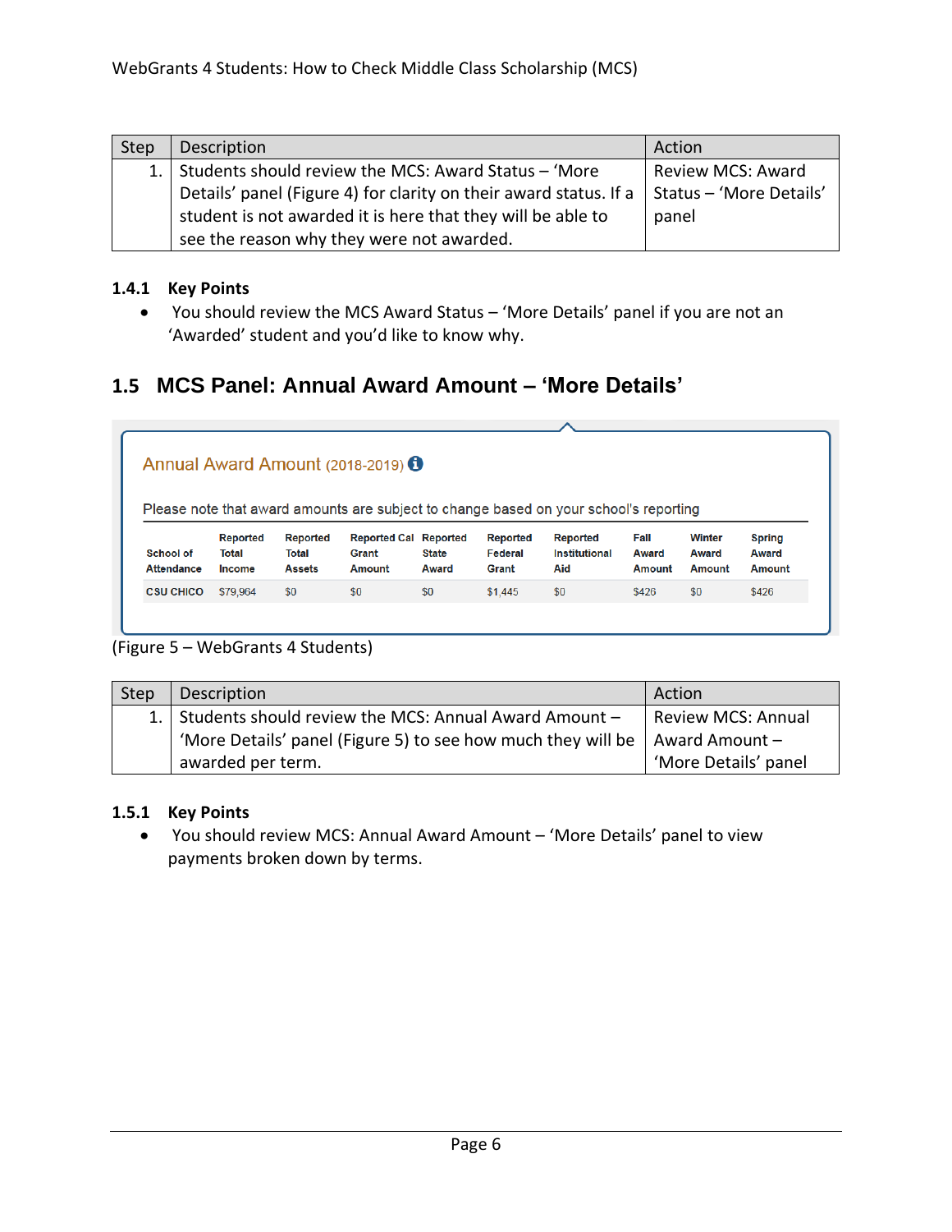| Step | Description | Action |
|---|---|---|
| 1. | Students should review the MCS: Award Status – 'More Details' panel (Figure 4) for clarity on their award status. If a student is not awarded it is here that they will be able to see the reason why they were not awarded. | Review MCS: Award Status – 'More Details' panel |

### 1.4.1 Key Points

- You should review the MCS Award Status – 'More Details' panel if you are not an 'Awarded' student and you'd like to know why.

## 1.5 MCS Panel: Annual Award Amount – 'More Details'

Annual Award Amount (2018-2019)

Please note that award amounts are subject to change based on your school's reporting

| School of Attendance | Reported Total Income | Reported Total Assets | Reported Cal Grant Amount | Reported State Award | Reported Federal Grant | Reported Institutional Aid | Fall Award Amount | Winter Award Amount | Spring Award Amount |
|---|---|---|---|---|---|---|---|---|---|
| CSU CHICO | $79,964 | $0 | $0 | $0 | $1,445 | $0 | $426 | $0 | $426 |

(Figure 5 – WebGrants 4 Students)

| Step | Description | Action |
|---|---|---|
| 1. | Students should review the MCS: Annual Award Amount – 'More Details' panel (Figure 5) to see how much they will be awarded per term. | Review MCS: Annual Award Amount – 'More Details' panel |

### 1.5.1 Key Points

- You should review MCS: Annual Award Amount – 'More Details' panel to view payments broken down by terms.